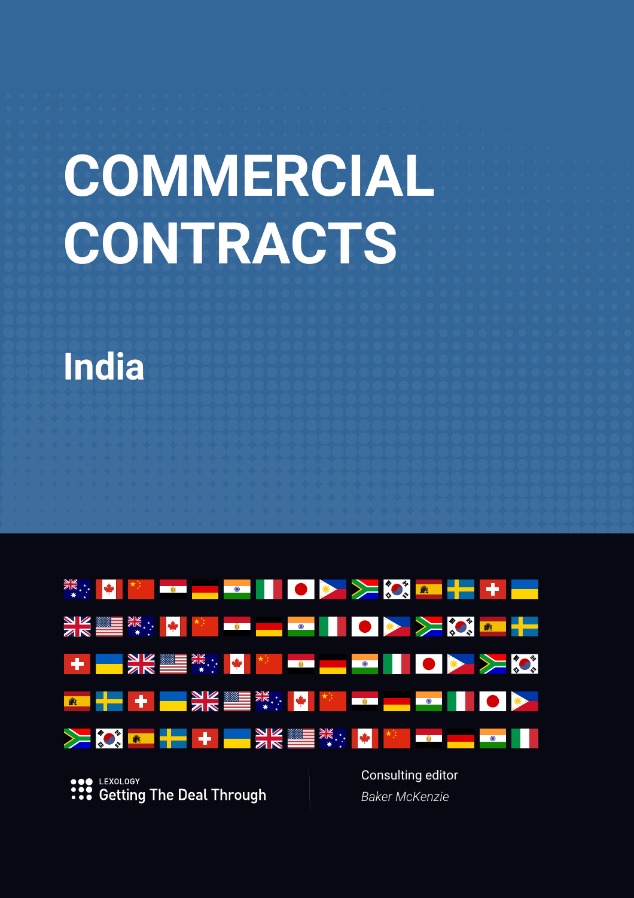# COMMERCIAL CONTRACTS

## India

LEXOLOGY
Getting The Deal Through

Consulting editor
*Baker McKenzie*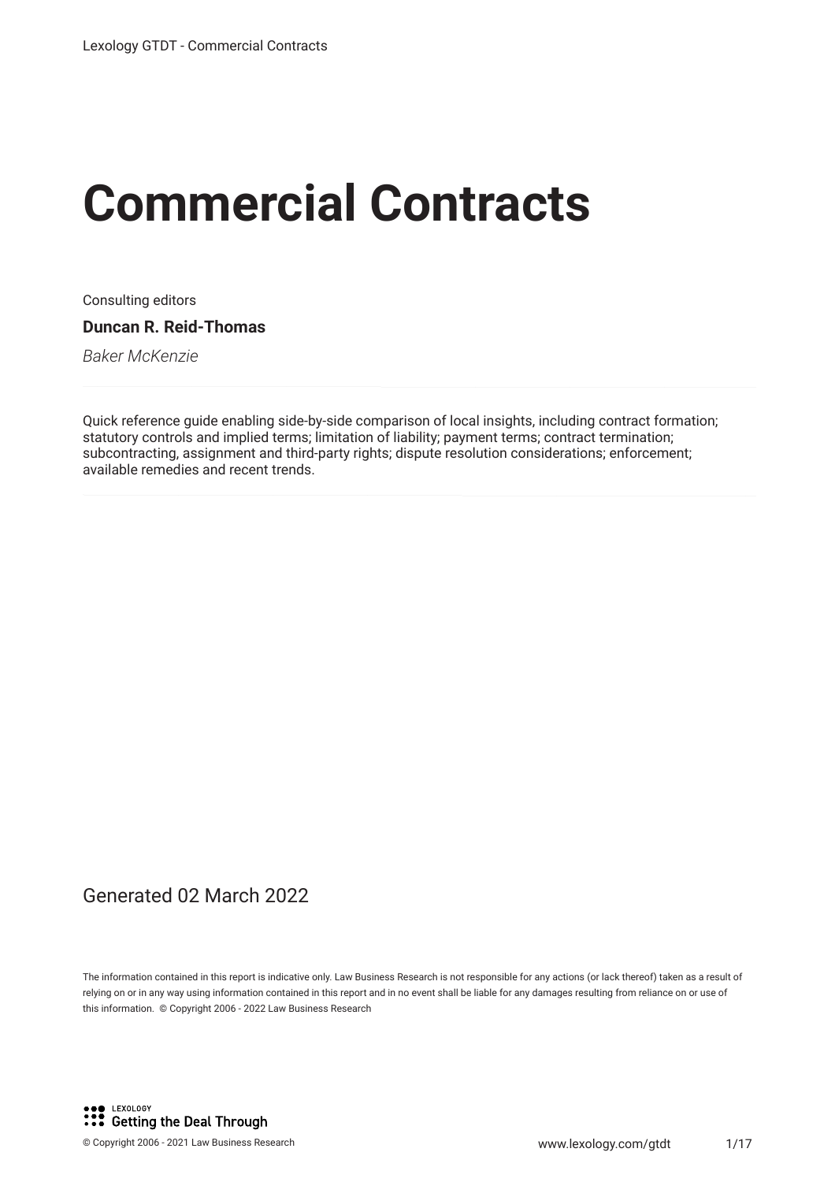# Commercial Contracts

Consulting editors

**Duncan R. Reid-Thomas**

*Baker McKenzie*

Quick reference guide enabling side-by-side comparison of local insights, including contract formation; statutory controls and implied terms; limitation of liability; payment terms; contract termination; subcontracting, assignment and third-party rights; dispute resolution considerations; enforcement; available remedies and recent trends.

Generated 02 March 2022

The information contained in this report is indicative only. Law Business Research is not responsible for any actions (or lack thereof) taken as a result of relying on or in any way using information contained in this report and in no event shall be liable for any damages resulting from reliance on or use of this information. © Copyright 2006 - 2022 Law Business Research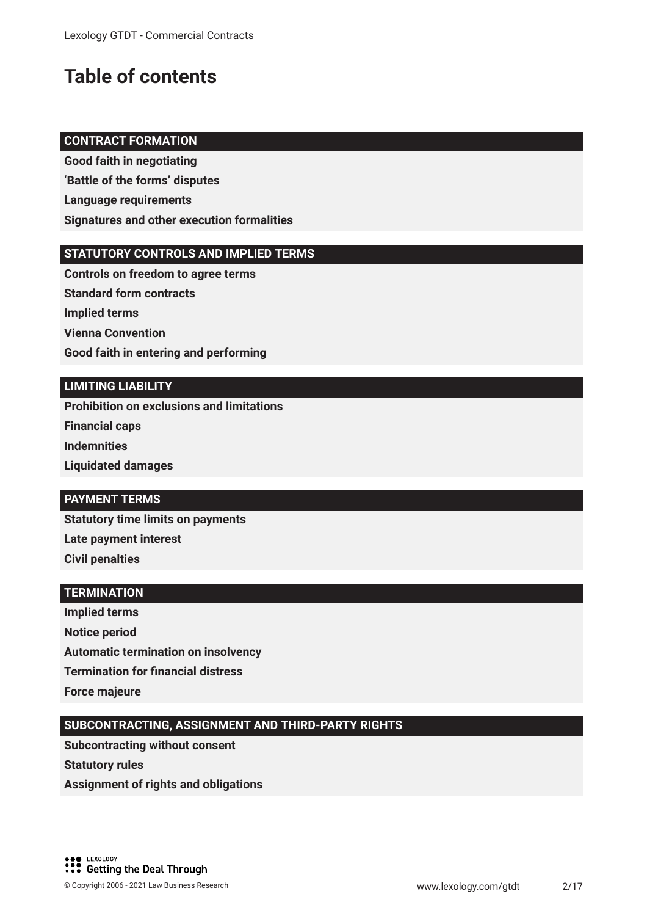# Table of contents

**CONTRACT FORMATION**

**Good faith in negotiating**

**'Battle of the forms' disputes**

**Language requirements**

**Signatures and other execution formalities**

**STATUTORY CONTROLS AND IMPLIED TERMS**

**Controls on freedom to agree terms**

**Standard form contracts**

**Implied terms**

**Vienna Convention**

**Good faith in entering and performing**

**LIMITING LIABILITY**

**Prohibition on exclusions and limitations**

**Financial caps**

**Indemnities**

**Liquidated damages**

**PAYMENT TERMS**

**Statutory time limits on payments**

**Late payment interest**

**Civil penalties**

**TERMINATION**

**Implied terms**

**Notice period**

**Automatic termination on insolvency**

**Termination for financial distress**

**Force majeure**

**SUBCONTRACTING, ASSIGNMENT AND THIRD-PARTY RIGHTS**

**Subcontracting without consent**

**Statutory rules**

**Assignment of rights and obligations**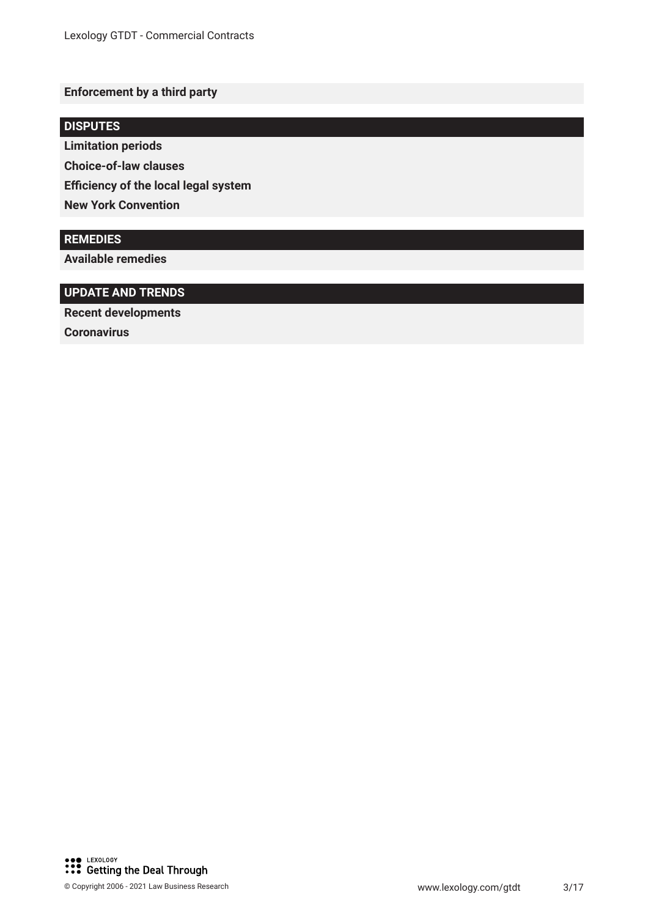**Enforcement by a third party**

## DISPUTES

**Limitation periods**

**Choice-of-law clauses**

**Efficiency of the local legal system**

**New York Convention**

## REMEDIES

**Available remedies**

## UPDATE AND TRENDS

**Recent developments**

**Coronavirus**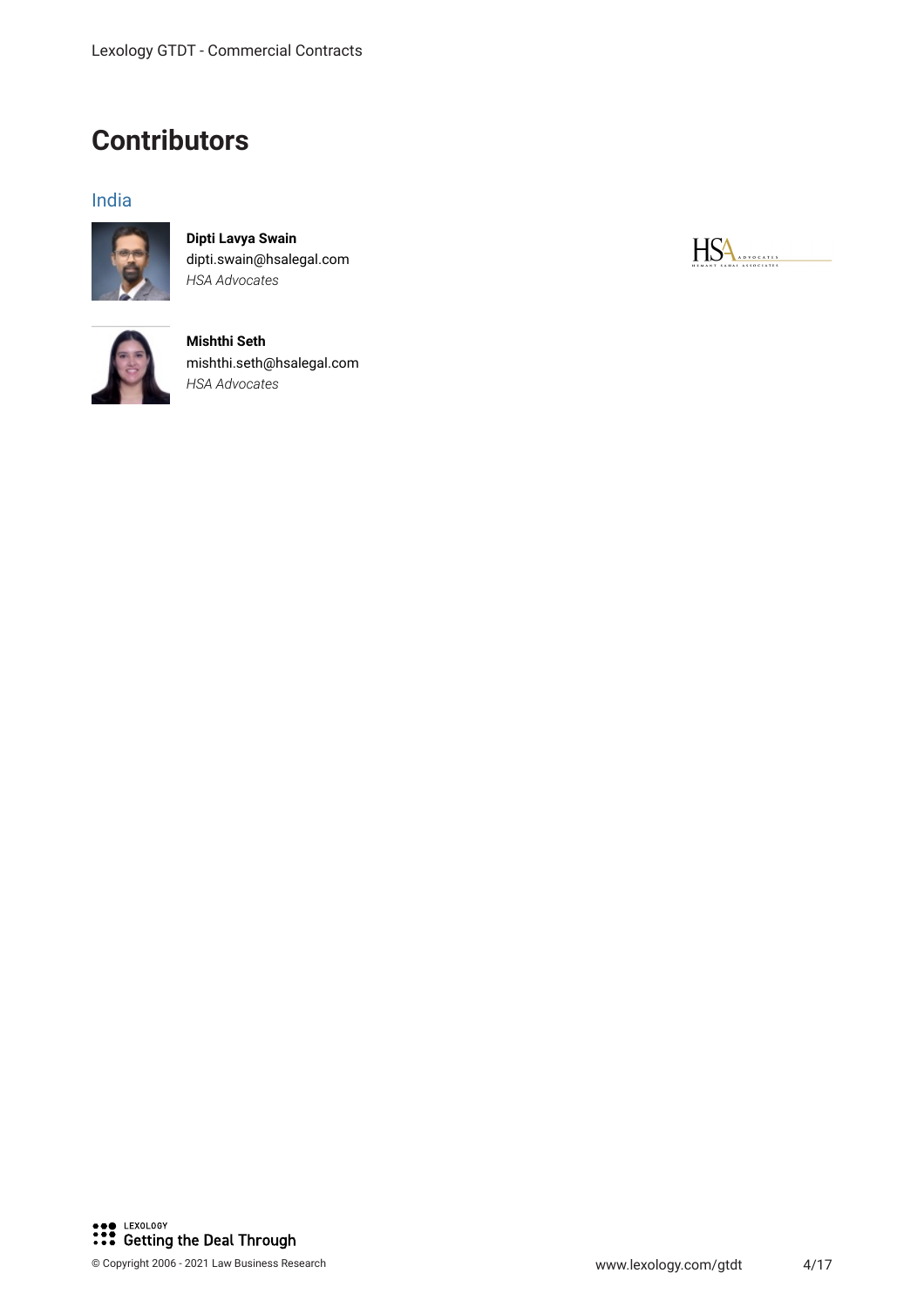# Contributors

## India

**Dipti Lavya Swain**
dipti.swain@hsalegal.com
*HSA Advocates*

**Mishthi Seth**
mishthi.seth@hsalegal.com
*HSA Advocates*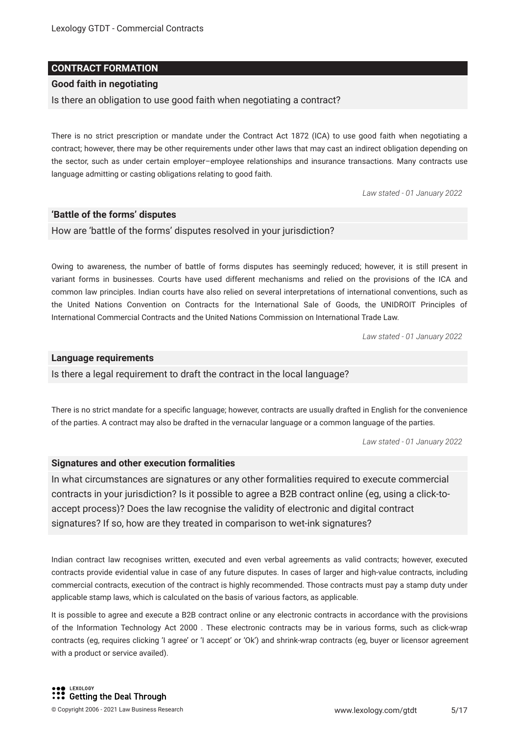## CONTRACT FORMATION

### Good faith in negotiating

Is there an obligation to use good faith when negotiating a contract?

There is no strict prescription or mandate under the Contract Act 1872 (ICA) to use good faith when negotiating a contract; however, there may be other requirements under other laws that may cast an indirect obligation depending on the sector, such as under certain employer–employee relationships and insurance transactions. Many contracts use language admitting or casting obligations relating to good faith.

*Law stated - 01 January 2022*

### 'Battle of the forms' disputes

How are 'battle of the forms' disputes resolved in your jurisdiction?

Owing to awareness, the number of battle of forms disputes has seemingly reduced; however, it is still present in variant forms in businesses. Courts have used different mechanisms and relied on the provisions of the ICA and common law principles. Indian courts have also relied on several interpretations of international conventions, such as the United Nations Convention on Contracts for the International Sale of Goods, the UNIDROIT Principles of International Commercial Contracts and the United Nations Commission on International Trade Law.

*Law stated - 01 January 2022*

### Language requirements

Is there a legal requirement to draft the contract in the local language?

There is no strict mandate for a specific language; however, contracts are usually drafted in English for the convenience of the parties. A contract may also be drafted in the vernacular language or a common language of the parties.

*Law stated - 01 January 2022*

### Signatures and other execution formalities

In what circumstances are signatures or any other formalities required to execute commercial contracts in your jurisdiction? Is it possible to agree a B2B contract online (eg, using a click-to-accept process)? Does the law recognise the validity of electronic and digital contract signatures? If so, how are they treated in comparison to wet-ink signatures?

Indian contract law recognises written, executed and even verbal agreements as valid contracts; however, executed contracts provide evidential value in case of any future disputes. In cases of larger and high-value contracts, including commercial contracts, execution of the contract is highly recommended. Those contracts must pay a stamp duty under applicable stamp laws, which is calculated on the basis of various factors, as applicable.

It is possible to agree and execute a B2B contract online or any electronic contracts in accordance with the provisions of the Information Technology Act 2000 . These electronic contracts may be in various forms, such as click-wrap contracts (eg, requires clicking 'I agree' or 'I accept' or 'Ok') and shrink-wrap contracts (eg, buyer or licensor agreement with a product or service availed).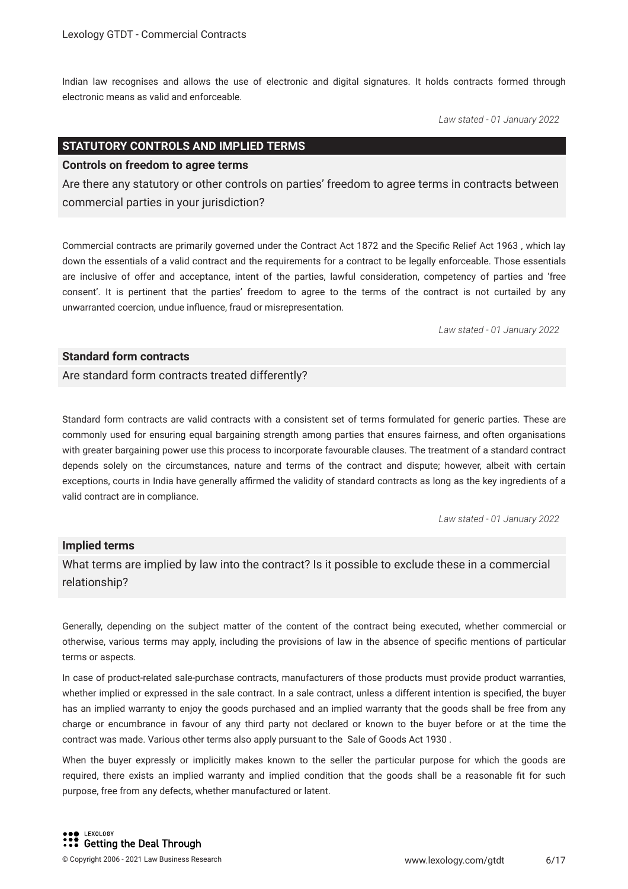Indian law recognises and allows the use of electronic and digital signatures. It holds contracts formed through electronic means as valid and enforceable.

*Law stated - 01 January 2022*

## STATUTORY CONTROLS AND IMPLIED TERMS

### Controls on freedom to agree terms

Are there any statutory or other controls on parties' freedom to agree terms in contracts between commercial parties in your jurisdiction?

Commercial contracts are primarily governed under the Contract Act 1872 and the Specific Relief Act 1963 , which lay down the essentials of a valid contract and the requirements for a contract to be legally enforceable. Those essentials are inclusive of offer and acceptance, intent of the parties, lawful consideration, competency of parties and 'free consent'. It is pertinent that the parties' freedom to agree to the terms of the contract is not curtailed by any unwarranted coercion, undue influence, fraud or misrepresentation.

*Law stated - 01 January 2022*

### Standard form contracts

Are standard form contracts treated differently?

Standard form contracts are valid contracts with a consistent set of terms formulated for generic parties. These are commonly used for ensuring equal bargaining strength among parties that ensures fairness, and often organisations with greater bargaining power use this process to incorporate favourable clauses. The treatment of a standard contract depends solely on the circumstances, nature and terms of the contract and dispute; however, albeit with certain exceptions, courts in India have generally affirmed the validity of standard contracts as long as the key ingredients of a valid contract are in compliance.

*Law stated - 01 January 2022*

### Implied terms

What terms are implied by law into the contract? Is it possible to exclude these in a commercial relationship?

Generally, depending on the subject matter of the content of the contract being executed, whether commercial or otherwise, various terms may apply, including the provisions of law in the absence of specific mentions of particular terms or aspects.

In case of product-related sale-purchase contracts, manufacturers of those products must provide product warranties, whether implied or expressed in the sale contract. In a sale contract, unless a different intention is specified, the buyer has an implied warranty to enjoy the goods purchased and an implied warranty that the goods shall be free from any charge or encumbrance in favour of any third party not declared or known to the buyer before or at the time the contract was made. Various other terms also apply pursuant to the Sale of Goods Act 1930 .

When the buyer expressly or implicitly makes known to the seller the particular purpose for which the goods are required, there exists an implied warranty and implied condition that the goods shall be a reasonable fit for such purpose, free from any defects, whether manufactured or latent.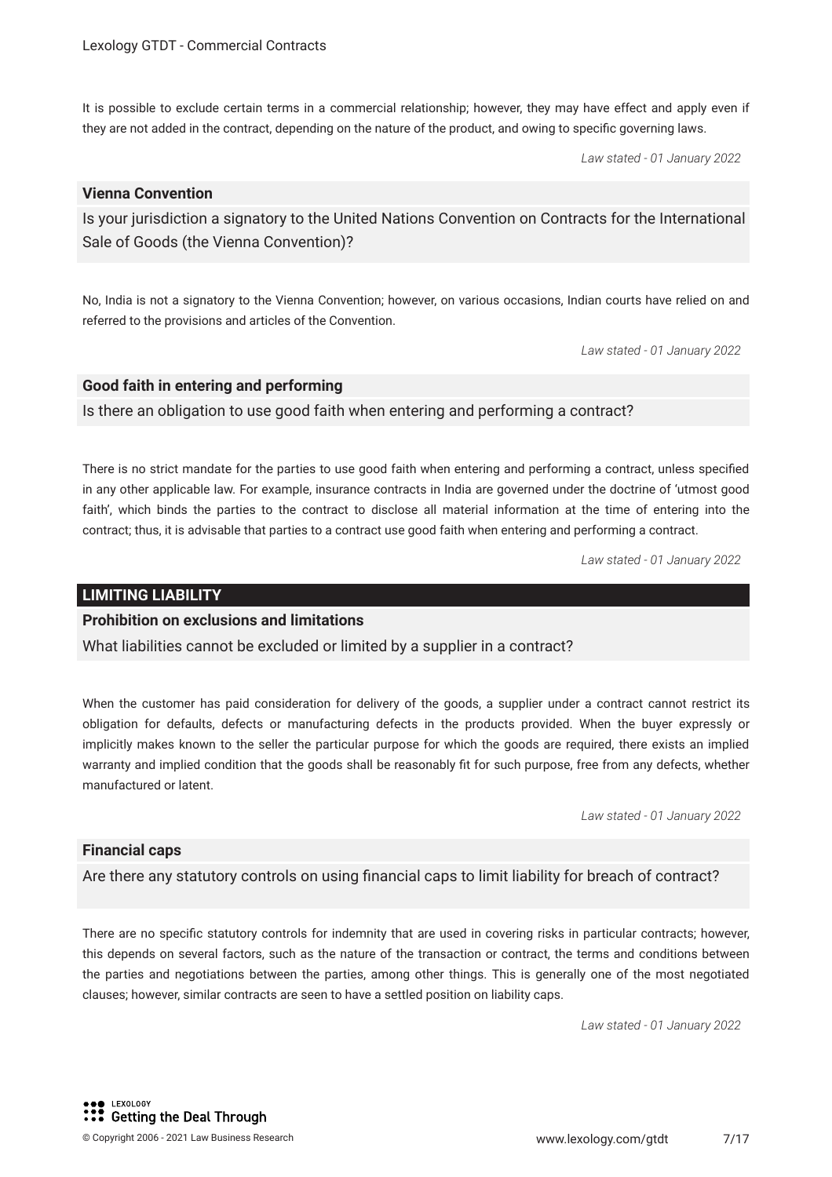It is possible to exclude certain terms in a commercial relationship; however, they may have effect and apply even if they are not added in the contract, depending on the nature of the product, and owing to specific governing laws.

*Law stated - 01 January 2022*

### Vienna Convention

Is your jurisdiction a signatory to the United Nations Convention on Contracts for the International Sale of Goods (the Vienna Convention)?

No, India is not a signatory to the Vienna Convention; however, on various occasions, Indian courts have relied on and referred to the provisions and articles of the Convention.

*Law stated - 01 January 2022*

### Good faith in entering and performing

Is there an obligation to use good faith when entering and performing a contract?

There is no strict mandate for the parties to use good faith when entering and performing a contract, unless specified in any other applicable law. For example, insurance contracts in India are governed under the doctrine of 'utmost good faith', which binds the parties to the contract to disclose all material information at the time of entering into the contract; thus, it is advisable that parties to a contract use good faith when entering and performing a contract.

*Law stated - 01 January 2022*

## LIMITING LIABILITY

### Prohibition on exclusions and limitations

What liabilities cannot be excluded or limited by a supplier in a contract?

When the customer has paid consideration for delivery of the goods, a supplier under a contract cannot restrict its obligation for defaults, defects or manufacturing defects in the products provided. When the buyer expressly or implicitly makes known to the seller the particular purpose for which the goods are required, there exists an implied warranty and implied condition that the goods shall be reasonably fit for such purpose, free from any defects, whether manufactured or latent.

*Law stated - 01 January 2022*

### Financial caps

Are there any statutory controls on using financial caps to limit liability for breach of contract?

There are no specific statutory controls for indemnity that are used in covering risks in particular contracts; however, this depends on several factors, such as the nature of the transaction or contract, the terms and conditions between the parties and negotiations between the parties, among other things. This is generally one of the most negotiated clauses; however, similar contracts are seen to have a settled position on liability caps.

*Law stated - 01 January 2022*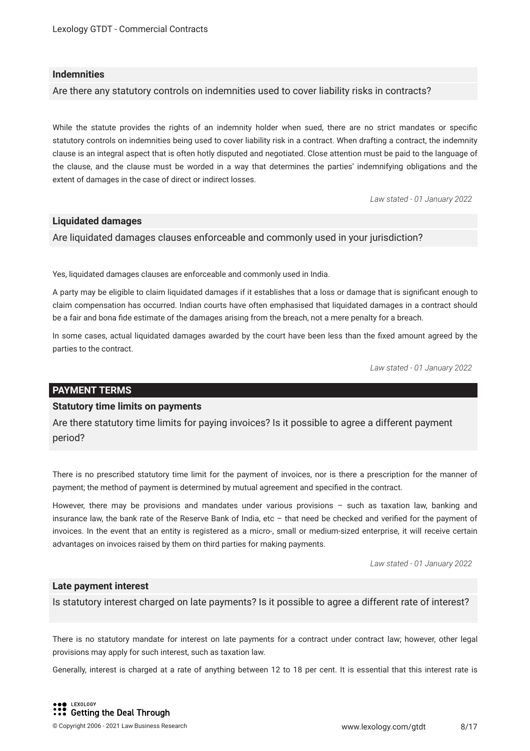### Indemnities

Are there any statutory controls on indemnities used to cover liability risks in contracts?

While the statute provides the rights of an indemnity holder when sued, there are no strict mandates or specific statutory controls on indemnities being used to cover liability risk in a contract. When drafting a contract, the indemnity clause is an integral aspect that is often hotly disputed and negotiated. Close attention must be paid to the language of the clause, and the clause must be worded in a way that determines the parties' indemnifying obligations and the extent of damages in the case of direct or indirect losses.

*Law stated - 01 January 2022*

### Liquidated damages

Are liquidated damages clauses enforceable and commonly used in your jurisdiction?

Yes, liquidated damages clauses are enforceable and commonly used in India.

A party may be eligible to claim liquidated damages if it establishes that a loss or damage that is significant enough to claim compensation has occurred. Indian courts have often emphasised that liquidated damages in a contract should be a fair and bona fide estimate of the damages arising from the breach, not a mere penalty for a breach.

In some cases, actual liquidated damages awarded by the court have been less than the fixed amount agreed by the parties to the contract.

*Law stated - 01 January 2022*

## PAYMENT TERMS

### Statutory time limits on payments

Are there statutory time limits for paying invoices? Is it possible to agree a different payment period?

There is no prescribed statutory time limit for the payment of invoices, nor is there a prescription for the manner of payment; the method of payment is determined by mutual agreement and specified in the contract.

However, there may be provisions and mandates under various provisions – such as taxation law, banking and insurance law, the bank rate of the Reserve Bank of India, etc – that need be checked and verified for the payment of invoices. In the event that an entity is registered as a micro-, small or medium-sized enterprise, it will receive certain advantages on invoices raised by them on third parties for making payments.

*Law stated - 01 January 2022*

### Late payment interest

Is statutory interest charged on late payments? Is it possible to agree a different rate of interest?

There is no statutory mandate for interest on late payments for a contract under contract law; however, other legal provisions may apply for such interest, such as taxation law.

Generally, interest is charged at a rate of anything between 12 to 18 per cent. It is essential that this interest rate is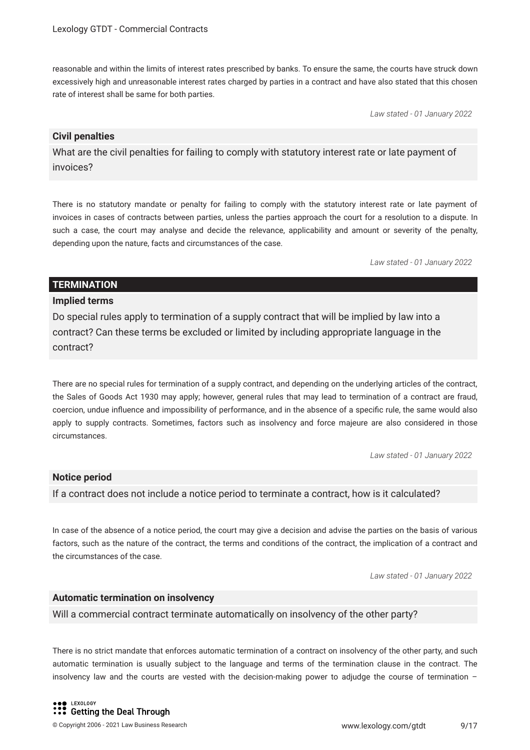reasonable and within the limits of interest rates prescribed by banks. To ensure the same, the courts have struck down excessively high and unreasonable interest rates charged by parties in a contract and have also stated that this chosen rate of interest shall be same for both parties.

*Law stated - 01 January 2022*

**Civil penalties**

What are the civil penalties for failing to comply with statutory interest rate or late payment of invoices?

There is no statutory mandate or penalty for failing to comply with the statutory interest rate or late payment of invoices in cases of contracts between parties, unless the parties approach the court for a resolution to a dispute. In such a case, the court may analyse and decide the relevance, applicability and amount or severity of the penalty, depending upon the nature, facts and circumstances of the case.

*Law stated - 01 January 2022*

## TERMINATION

**Implied terms**

Do special rules apply to termination of a supply contract that will be implied by law into a contract? Can these terms be excluded or limited by including appropriate language in the contract?

There are no special rules for termination of a supply contract, and depending on the underlying articles of the contract, the Sales of Goods Act 1930 may apply; however, general rules that may lead to termination of a contract are fraud, coercion, undue influence and impossibility of performance, and in the absence of a specific rule, the same would also apply to supply contracts. Sometimes, factors such as insolvency and force majeure are also considered in those circumstances.

*Law stated - 01 January 2022*

**Notice period**

If a contract does not include a notice period to terminate a contract, how is it calculated?

In case of the absence of a notice period, the court may give a decision and advise the parties on the basis of various factors, such as the nature of the contract, the terms and conditions of the contract, the implication of a contract and the circumstances of the case.

*Law stated - 01 January 2022*

**Automatic termination on insolvency**

Will a commercial contract terminate automatically on insolvency of the other party?

There is no strict mandate that enforces automatic termination of a contract on insolvency of the other party, and such automatic termination is usually subject to the language and terms of the termination clause in the contract. The insolvency law and the courts are vested with the decision-making power to adjudge the course of termination –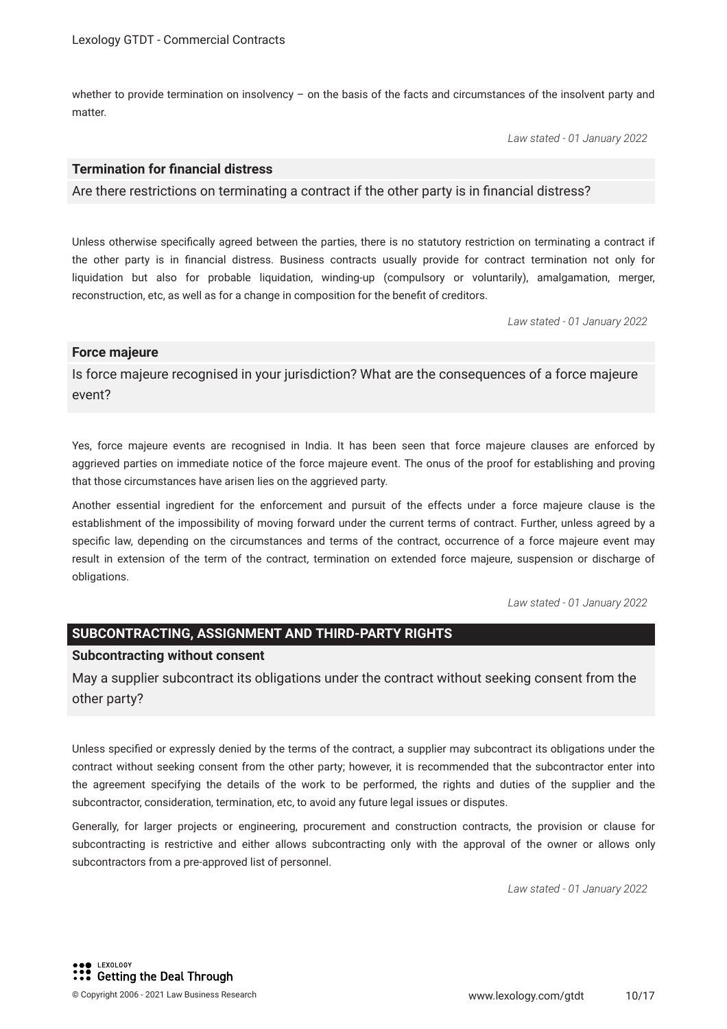whether to provide termination on insolvency – on the basis of the facts and circumstances of the insolvent party and matter.

*Law stated - 01 January 2022*

### Termination for financial distress

Are there restrictions on terminating a contract if the other party is in financial distress?

Unless otherwise specifically agreed between the parties, there is no statutory restriction on terminating a contract if the other party is in financial distress. Business contracts usually provide for contract termination not only for liquidation but also for probable liquidation, winding-up (compulsory or voluntarily), amalgamation, merger, reconstruction, etc, as well as for a change in composition for the benefit of creditors.

*Law stated - 01 January 2022*

### Force majeure

Is force majeure recognised in your jurisdiction? What are the consequences of a force majeure event?

Yes, force majeure events are recognised in India. It has been seen that force majeure clauses are enforced by aggrieved parties on immediate notice of the force majeure event. The onus of the proof for establishing and proving that those circumstances have arisen lies on the aggrieved party.

Another essential ingredient for the enforcement and pursuit of the effects under a force majeure clause is the establishment of the impossibility of moving forward under the current terms of contract. Further, unless agreed by a specific law, depending on the circumstances and terms of the contract, occurrence of a force majeure event may result in extension of the term of the contract, termination on extended force majeure, suspension or discharge of obligations.

*Law stated - 01 January 2022*

## SUBCONTRACTING, ASSIGNMENT AND THIRD-PARTY RIGHTS

### Subcontracting without consent

May a supplier subcontract its obligations under the contract without seeking consent from the other party?

Unless specified or expressly denied by the terms of the contract, a supplier may subcontract its obligations under the contract without seeking consent from the other party; however, it is recommended that the subcontractor enter into the agreement specifying the details of the work to be performed, the rights and duties of the supplier and the subcontractor, consideration, termination, etc, to avoid any future legal issues or disputes.

Generally, for larger projects or engineering, procurement and construction contracts, the provision or clause for subcontracting is restrictive and either allows subcontracting only with the approval of the owner or allows only subcontractors from a pre-approved list of personnel.

*Law stated - 01 January 2022*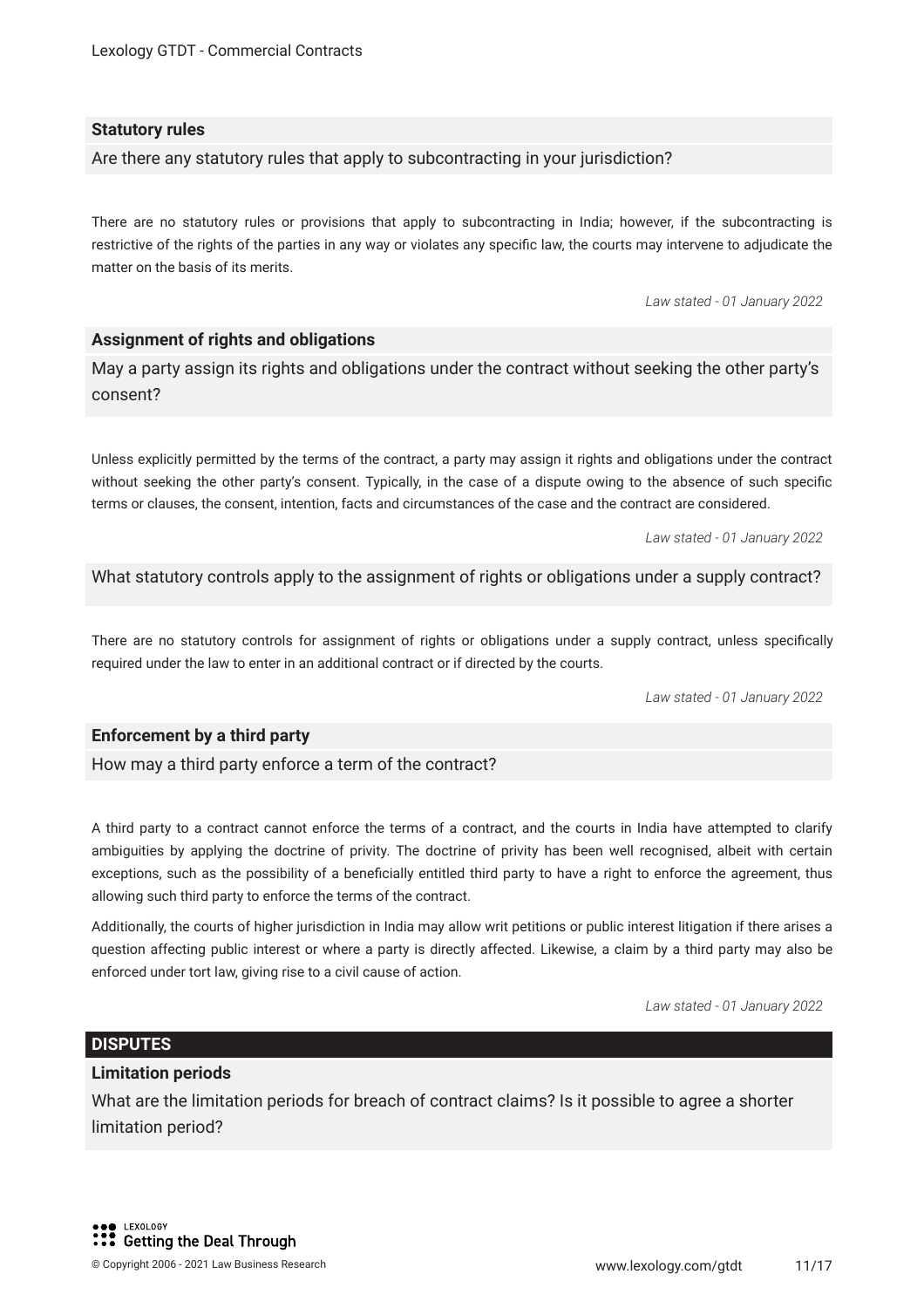### Statistory rules

Are there any statutory rules that apply to subcontracting in your jurisdiction?

There are no statutory rules or provisions that apply to subcontracting in India; however, if the subcontracting is restrictive of the rights of the parties in any way or violates any specific law, the courts may intervene to adjudicate the matter on the basis of its merits.

*Law stated - 01 January 2022*

### Assignment of rights and obligations

May a party assign its rights and obligations under the contract without seeking the other party's consent?

Unless explicitly permitted by the terms of the contract, a party may assign it rights and obligations under the contract without seeking the other party's consent. Typically, in the case of a dispute owing to the absence of such specific terms or clauses, the consent, intention, facts and circumstances of the case and the contract are considered.

*Law stated - 01 January 2022*

What statutory controls apply to the assignment of rights or obligations under a supply contract?

There are no statutory controls for assignment of rights or obligations under a supply contract, unless specifically required under the law to enter in an additional contract or if directed by the courts.

*Law stated - 01 January 2022*

### Enforcement by a third party

How may a third party enforce a term of the contract?

A third party to a contract cannot enforce the terms of a contract, and the courts in India have attempted to clarify ambiguities by applying the doctrine of privity. The doctrine of privity has been well recognised, albeit with certain exceptions, such as the possibility of a beneficially entitled third party to have a right to enforce the agreement, thus allowing such third party to enforce the terms of the contract.

Additionally, the courts of higher jurisdiction in India may allow writ petitions or public interest litigation if there arises a question affecting public interest or where a party is directly affected. Likewise, a claim by a third party may also be enforced under tort law, giving rise to a civil cause of action.

*Law stated - 01 January 2022*

## DISPUTES

### Limitation periods

What are the limitation periods for breach of contract claims? Is it possible to agree a shorter limitation period?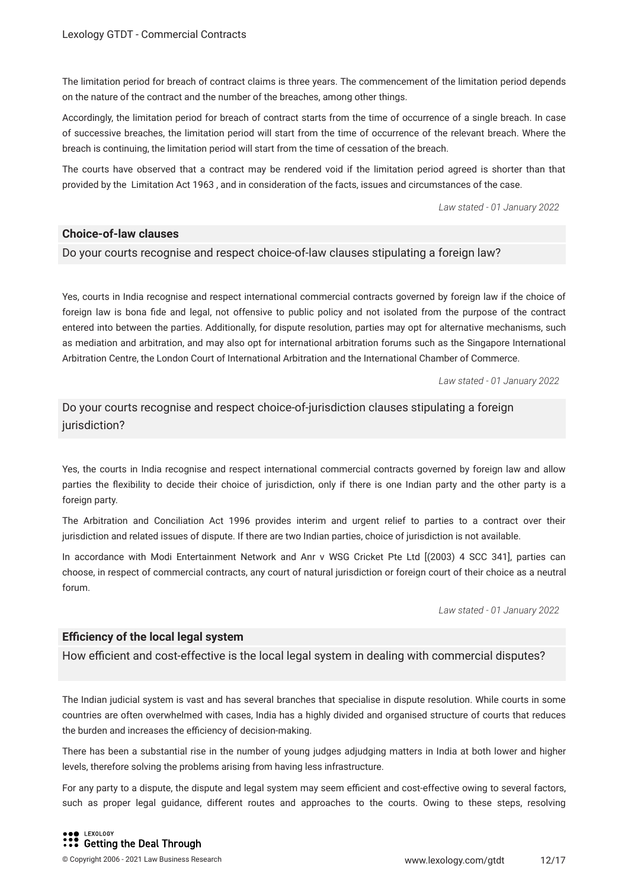The limitation period for breach of contract claims is three years. The commencement of the limitation period depends on the nature of the contract and the number of the breaches, among other things.

Accordingly, the limitation period for breach of contract starts from the time of occurrence of a single breach. In case of successive breaches, the limitation period will start from the time of occurrence of the relevant breach. Where the breach is continuing, the limitation period will start from the time of cessation of the breach.

The courts have observed that a contract may be rendered void if the limitation period agreed is shorter than that provided by the Limitation Act 1963 , and in consideration of the facts, issues and circumstances of the case.

*Law stated - 01 January 2022*

## Choice-of-law clauses

### Do your courts recognise and respect choice-of-law clauses stipulating a foreign law?

Yes, courts in India recognise and respect international commercial contracts governed by foreign law if the choice of foreign law is bona fide and legal, not offensive to public policy and not isolated from the purpose of the contract entered into between the parties. Additionally, for dispute resolution, parties may opt for alternative mechanisms, such as mediation and arbitration, and may also opt for international arbitration forums such as the Singapore International Arbitration Centre, the London Court of International Arbitration and the International Chamber of Commerce.

*Law stated - 01 January 2022*

### Do your courts recognise and respect choice-of-jurisdiction clauses stipulating a foreign jurisdiction?

Yes, the courts in India recognise and respect international commercial contracts governed by foreign law and allow parties the flexibility to decide their choice of jurisdiction, only if there is one Indian party and the other party is a foreign party.

The Arbitration and Conciliation Act 1996 provides interim and urgent relief to parties to a contract over their jurisdiction and related issues of dispute. If there are two Indian parties, choice of jurisdiction is not available.

In accordance with Modi Entertainment Network and Anr v WSG Cricket Pte Ltd [(2003) 4 SCC 341], parties can choose, in respect of commercial contracts, any court of natural jurisdiction or foreign court of their choice as a neutral forum.

*Law stated - 01 January 2022*

## Efficiency of the local legal system

### How efficient and cost-effective is the local legal system in dealing with commercial disputes?

The Indian judicial system is vast and has several branches that specialise in dispute resolution. While courts in some countries are often overwhelmed with cases, India has a highly divided and organised structure of courts that reduces the burden and increases the efficiency of decision-making.

There has been a substantial rise in the number of young judges adjudging matters in India at both lower and higher levels, therefore solving the problems arising from having less infrastructure.

For any party to a dispute, the dispute and legal system may seem efficient and cost-effective owing to several factors, such as proper legal guidance, different routes and approaches to the courts. Owing to these steps, resolving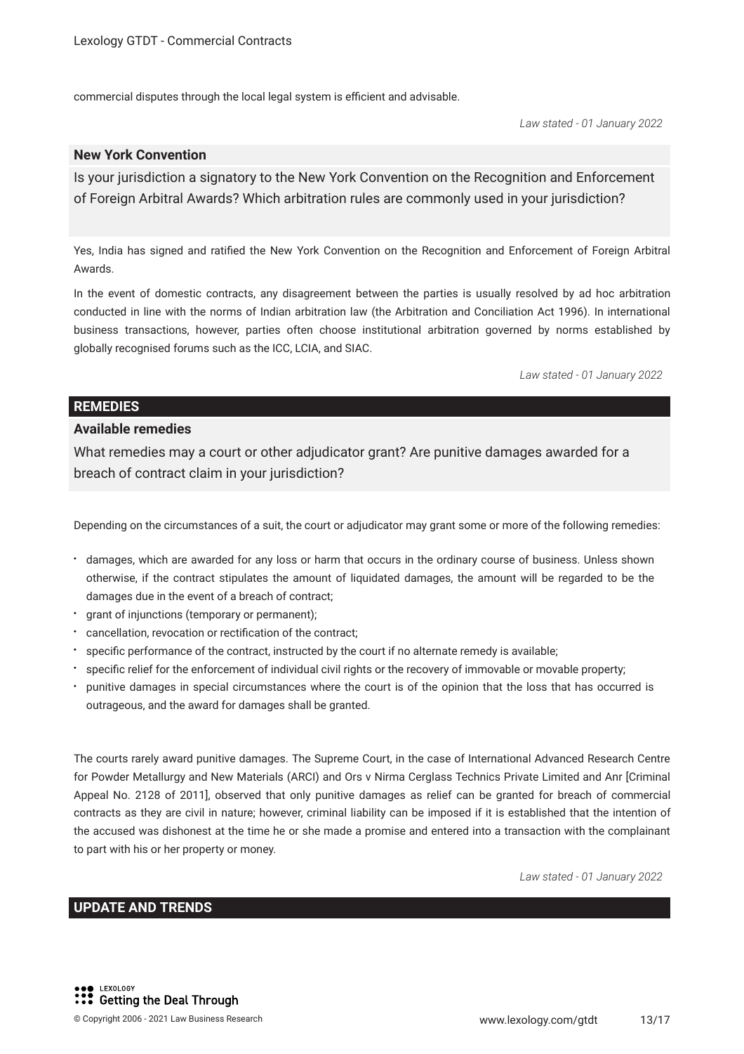commercial disputes through the local legal system is efficient and advisable.

*Law stated - 01 January 2022*

### New York Convention

Is your jurisdiction a signatory to the New York Convention on the Recognition and Enforcement of Foreign Arbitral Awards? Which arbitration rules are commonly used in your jurisdiction?

Yes, India has signed and ratified the New York Convention on the Recognition and Enforcement of Foreign Arbitral Awards.

In the event of domestic contracts, any disagreement between the parties is usually resolved by ad hoc arbitration conducted in line with the norms of Indian arbitration law (the Arbitration and Conciliation Act 1996). In international business transactions, however, parties often choose institutional arbitration governed by norms established by globally recognised forums such as the ICC, LCIA, and SIAC.

*Law stated - 01 January 2022*

## REMEDIES

### Available remedies

What remedies may a court or other adjudicator grant? Are punitive damages awarded for a breach of contract claim in your jurisdiction?

Depending on the circumstances of a suit, the court or adjudicator may grant some or more of the following remedies:

- damages, which are awarded for any loss or harm that occurs in the ordinary course of business. Unless shown otherwise, if the contract stipulates the amount of liquidated damages, the amount will be regarded to be the damages due in the event of a breach of contract;
- grant of injunctions (temporary or permanent);
- cancellation, revocation or rectification of the contract;
- specific performance of the contract, instructed by the court if no alternate remedy is available;
- specific relief for the enforcement of individual civil rights or the recovery of immovable or movable property;
- punitive damages in special circumstances where the court is of the opinion that the loss that has occurred is outrageous, and the award for damages shall be granted.

The courts rarely award punitive damages. The Supreme Court, in the case of International Advanced Research Centre for Powder Metallurgy and New Materials (ARCI) and Ors v Nirma Cerglass Technics Private Limited and Anr [Criminal Appeal No. 2128 of 2011], observed that only punitive damages as relief can be granted for breach of commercial contracts as they are civil in nature; however, criminal liability can be imposed if it is established that the intention of the accused was dishonest at the time he or she made a promise and entered into a transaction with the complainant to part with his or her property or money.

*Law stated - 01 January 2022*

## UPDATE AND TRENDS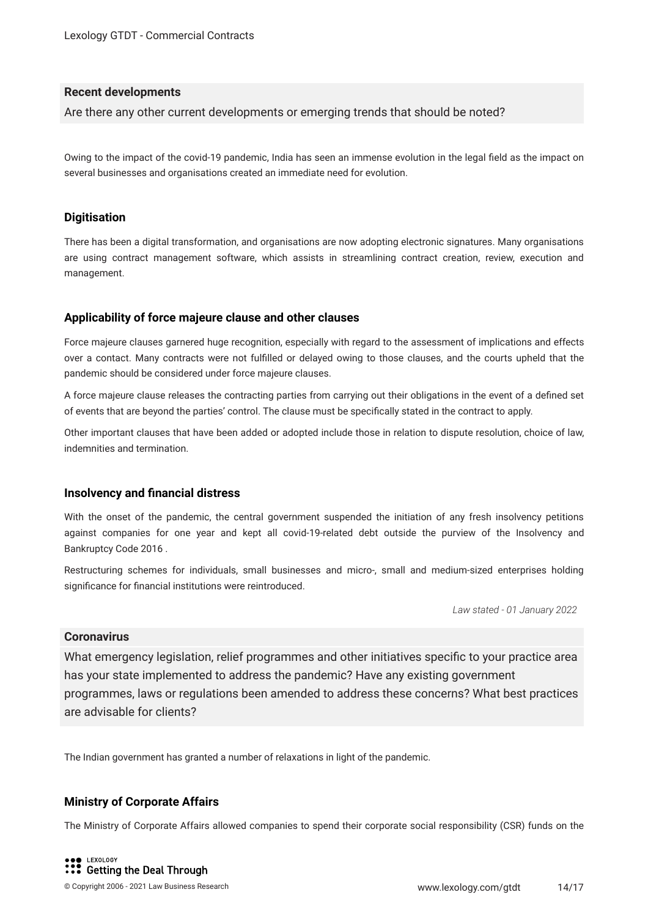## Recent developments

Are there any other current developments or emerging trends that should be noted?

Owing to the impact of the covid-19 pandemic, India has seen an immense evolution in the legal field as the impact on several businesses and organisations created an immediate need for evolution.

### Digitisation

There has been a digital transformation, and organisations are now adopting electronic signatures. Many organisations are using contract management software, which assists in streamlining contract creation, review, execution and management.

### Applicability of force majeure clause and other clauses

Force majeure clauses garnered huge recognition, especially with regard to the assessment of implications and effects over a contact. Many contracts were not fulfilled or delayed owing to those clauses, and the courts upheld that the pandemic should be considered under force majeure clauses.

A force majeure clause releases the contracting parties from carrying out their obligations in the event of a defined set of events that are beyond the parties' control. The clause must be specifically stated in the contract to apply.

Other important clauses that have been added or adopted include those in relation to dispute resolution, choice of law, indemnities and termination.

### Insolvency and financial distress

With the onset of the pandemic, the central government suspended the initiation of any fresh insolvency petitions against companies for one year and kept all covid-19-related debt outside the purview of the Insolvency and Bankruptcy Code 2016 .

Restructuring schemes for individuals, small businesses and micro-, small and medium-sized enterprises holding significance for financial institutions were reintroduced.

*Law stated - 01 January 2022*

## Coronavirus

What emergency legislation, relief programmes and other initiatives specific to your practice area has your state implemented to address the pandemic? Have any existing government programmes, laws or regulations been amended to address these concerns? What best practices are advisable for clients?

The Indian government has granted a number of relaxations in light of the pandemic.

### Ministry of Corporate Affairs

The Ministry of Corporate Affairs allowed companies to spend their corporate social responsibility (CSR) funds on the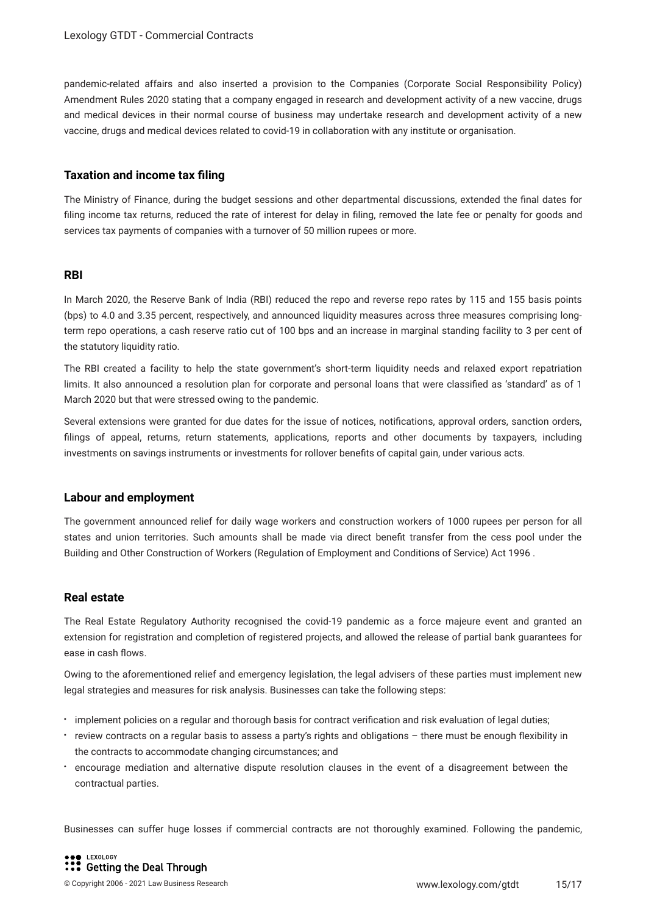pandemic-related affairs and also inserted a provision to the Companies (Corporate Social Responsibility Policy) Amendment Rules 2020 stating that a company engaged in research and development activity of a new vaccine, drugs and medical devices in their normal course of business may undertake research and development activity of a new vaccine, drugs and medical devices related to covid-19 in collaboration with any institute or organisation.

### Taxation and income tax filing

The Ministry of Finance, during the budget sessions and other departmental discussions, extended the final dates for filing income tax returns, reduced the rate of interest for delay in filing, removed the late fee or penalty for goods and services tax payments of companies with a turnover of 50 million rupees or more.

### RBI

In March 2020, the Reserve Bank of India (RBI) reduced the repo and reverse repo rates by 115 and 155 basis points (bps) to 4.0 and 3.35 percent, respectively, and announced liquidity measures across three measures comprising long-term repo operations, a cash reserve ratio cut of 100 bps and an increase in marginal standing facility to 3 per cent of the statutory liquidity ratio.

The RBI created a facility to help the state government's short-term liquidity needs and relaxed export repatriation limits. It also announced a resolution plan for corporate and personal loans that were classified as 'standard' as of 1 March 2020 but that were stressed owing to the pandemic.

Several extensions were granted for due dates for the issue of notices, notifications, approval orders, sanction orders, filings of appeal, returns, return statements, applications, reports and other documents by taxpayers, including investments on savings instruments or investments for rollover benefits of capital gain, under various acts.

### Labour and employment

The government announced relief for daily wage workers and construction workers of 1000 rupees per person for all states and union territories. Such amounts shall be made via direct benefit transfer from the cess pool under the Building and Other Construction of Workers (Regulation of Employment and Conditions of Service) Act 1996 .

### Real estate

The Real Estate Regulatory Authority recognised the covid-19 pandemic as a force majeure event and granted an extension for registration and completion of registered projects, and allowed the release of partial bank guarantees for ease in cash flows.

Owing to the aforementioned relief and emergency legislation, the legal advisers of these parties must implement new legal strategies and measures for risk analysis. Businesses can take the following steps:

- implement policies on a regular and thorough basis for contract verification and risk evaluation of legal duties;
- review contracts on a regular basis to assess a party's rights and obligations – there must be enough flexibility in the contracts to accommodate changing circumstances; and
- encourage mediation and alternative dispute resolution clauses in the event of a disagreement between the contractual parties.

Businesses can suffer huge losses if commercial contracts are not thoroughly examined. Following the pandemic,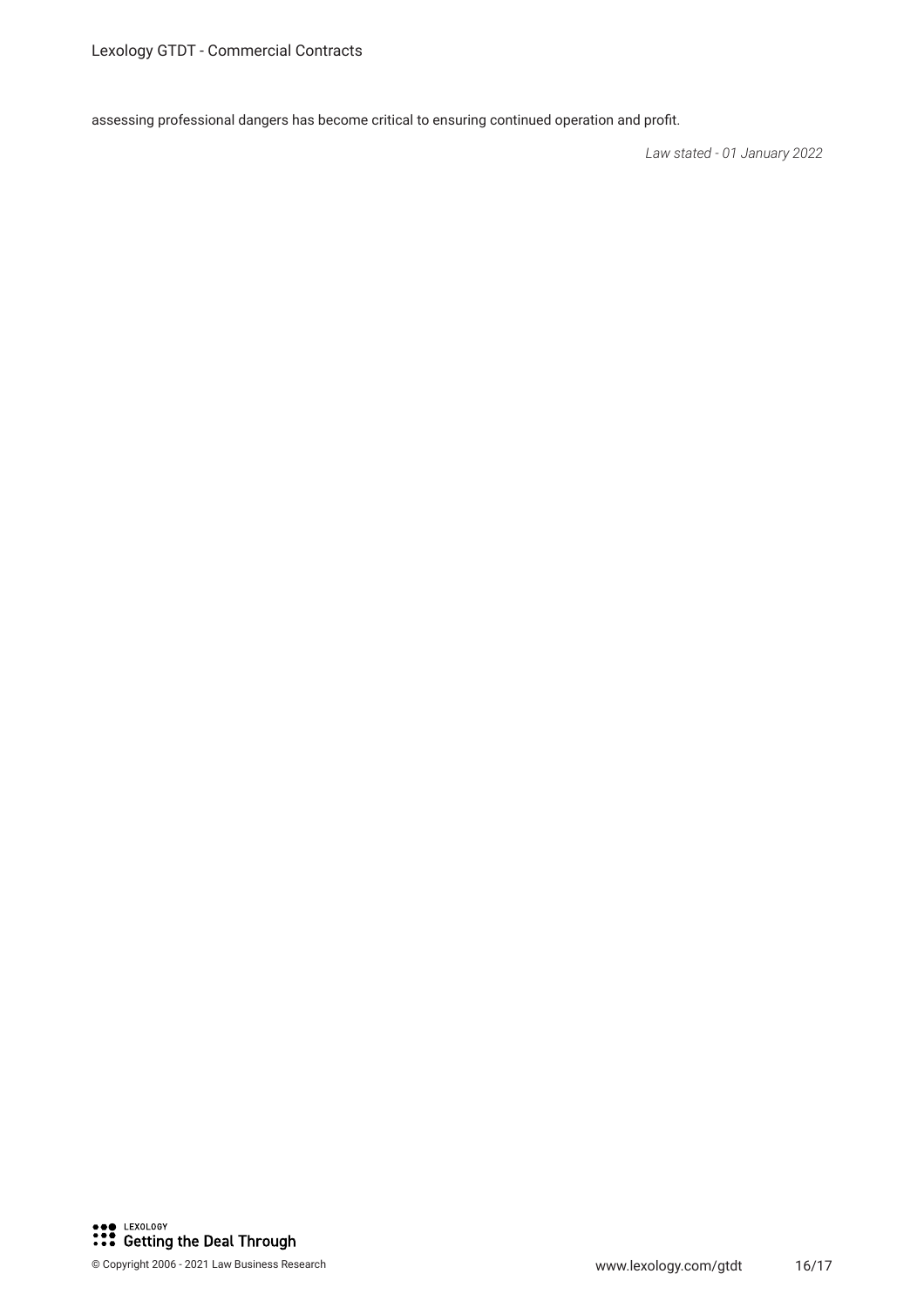assessing professional dangers has become critical to ensuring continued operation and profit.

*Law stated - 01 January 2022*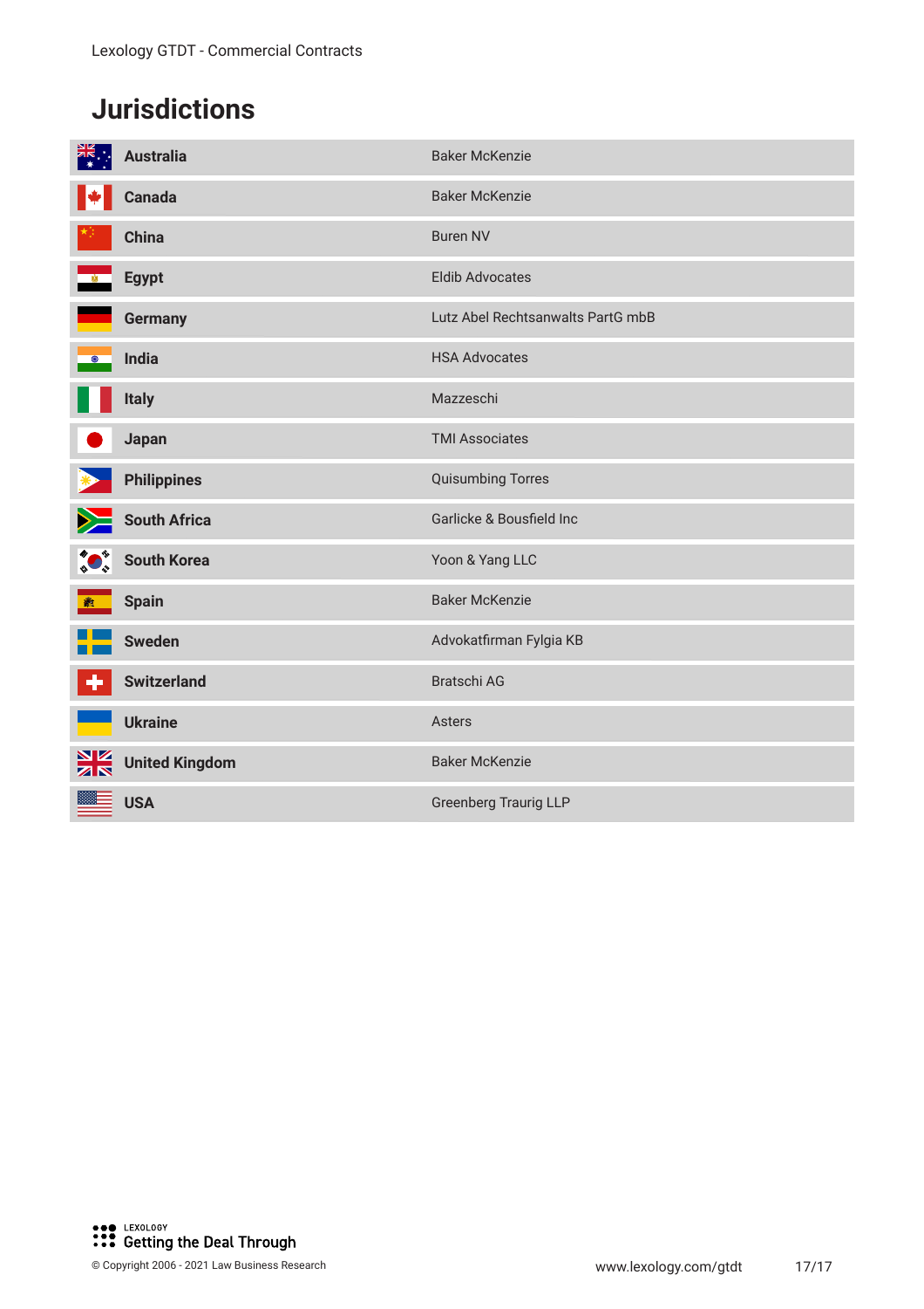# Jurisdictions

| | |
|---|---|
| Australia | Baker McKenzie |
| Canada | Baker McKenzie |
| China | Buren NV |
| Egypt | Eldib Advocates |
| Germany | Lutz Abel Rechtsanwalts PartG mbB |
| India | HSA Advocates |
| Italy | Mazzeschi |
| Japan | TMI Associates |
| Philippines | Quisumbing Torres |
| South Africa | Garlicke & Bousfield Inc |
| South Korea | Yoon & Yang LLC |
| Spain | Baker McKenzie |
| Sweden | Advokatfirman Fylgia KB |
| Switzerland | Bratschi AG |
| Ukraine | Asters |
| United Kingdom | Baker McKenzie |
| USA | Greenberg Traurig LLP |